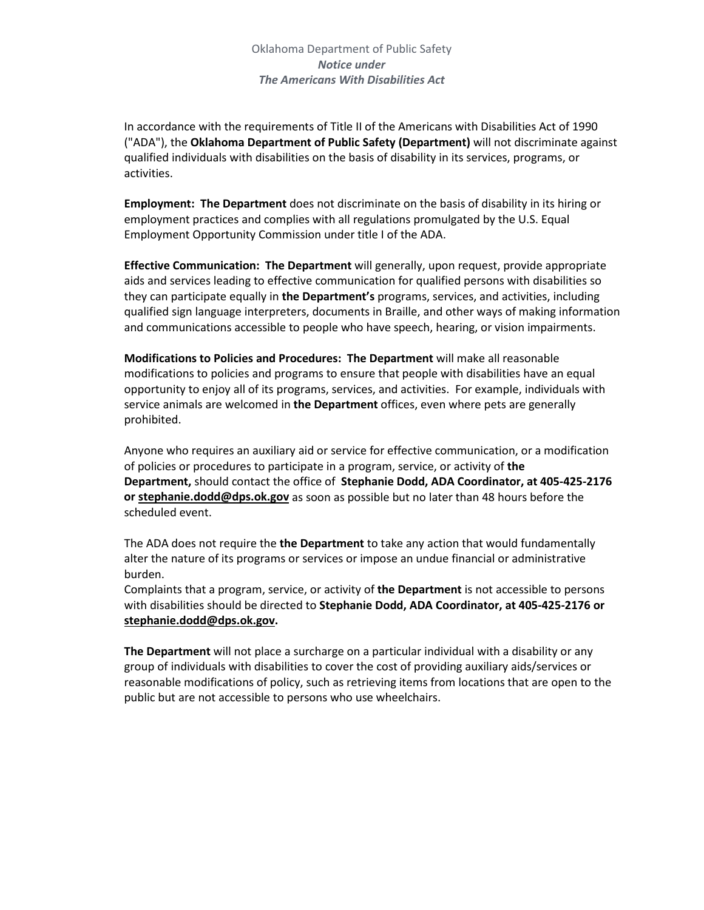Oklahoma Department of Public Safety
***Notice under***
***The Americans With Disabilities Act***

In accordance with the requirements of Title II of the Americans with Disabilities Act of 1990 ("ADA"), the **Oklahoma Department of Public Safety (Department)** will not discriminate against qualified individuals with disabilities on the basis of disability in its services, programs, or activities.

**Employment: The Department** does not discriminate on the basis of disability in its hiring or employment practices and complies with all regulations promulgated by the U.S. Equal Employment Opportunity Commission under title I of the ADA.

**Effective Communication: The Department** will generally, upon request, provide appropriate aids and services leading to effective communication for qualified persons with disabilities so they can participate equally in **the Department's** programs, services, and activities, including qualified sign language interpreters, documents in Braille, and other ways of making information and communications accessible to people who have speech, hearing, or vision impairments.

**Modifications to Policies and Procedures: The Department** will make all reasonable modifications to policies and programs to ensure that people with disabilities have an equal opportunity to enjoy all of its programs, services, and activities. For example, individuals with service animals are welcomed in **the Department** offices, even where pets are generally prohibited.

Anyone who requires an auxiliary aid or service for effective communication, or a modification of policies or procedures to participate in a program, service, or activity of **the Department,** should contact the office of **Stephanie Dodd, ADA Coordinator, at 405-425-2176 or stephanie.dodd@dps.ok.gov** as soon as possible but no later than 48 hours before the scheduled event.

The ADA does not require the **the Department** to take any action that would fundamentally alter the nature of its programs or services or impose an undue financial or administrative burden.
Complaints that a program, service, or activity of **the Department** is not accessible to persons with disabilities should be directed to **Stephanie Dodd, ADA Coordinator, at 405-425-2176 or stephanie.dodd@dps.ok.gov.**

**The Department** will not place a surcharge on a particular individual with a disability or any group of individuals with disabilities to cover the cost of providing auxiliary aids/services or reasonable modifications of policy, such as retrieving items from locations that are open to the public but are not accessible to persons who use wheelchairs.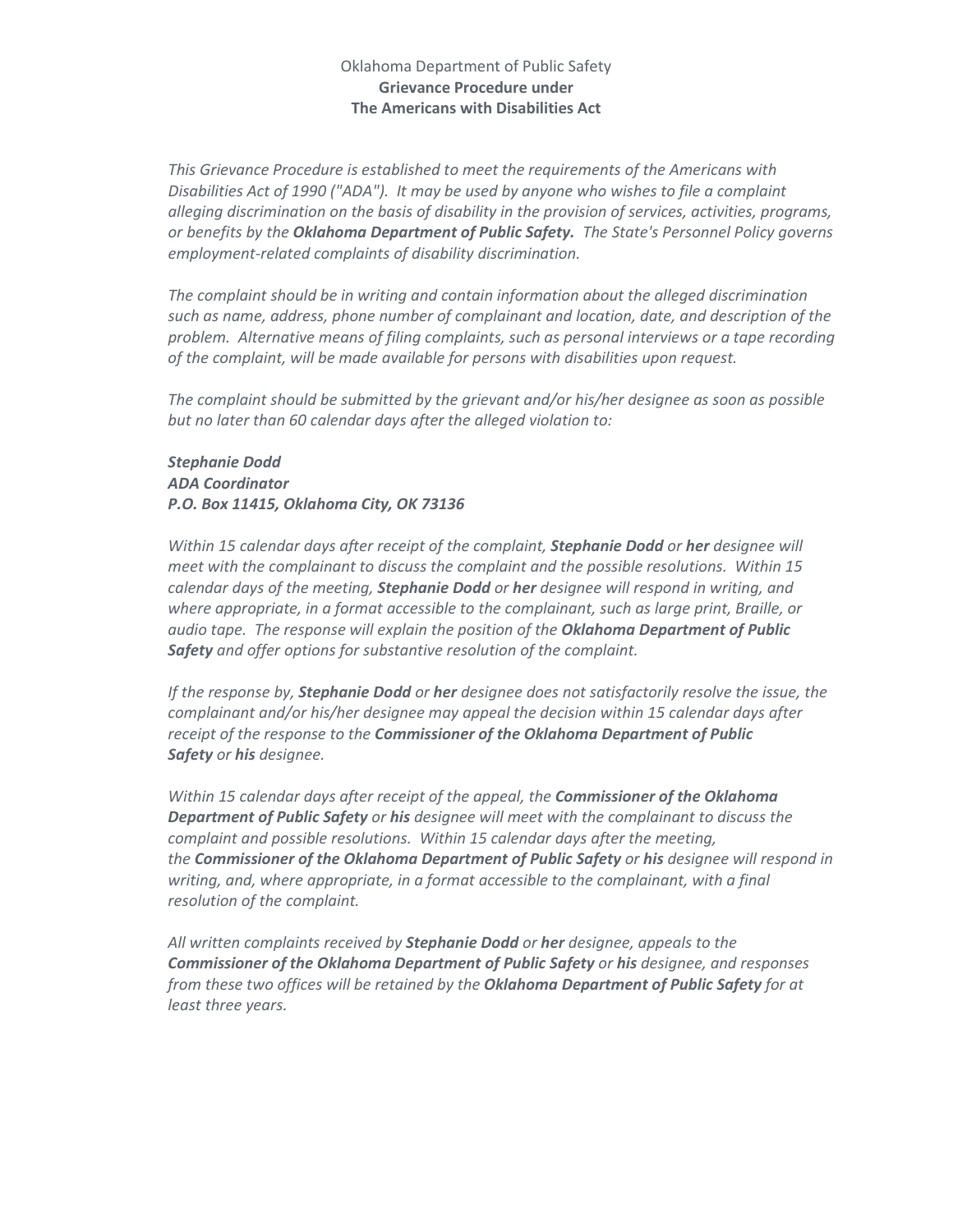Oklahoma Department of Public Safety

**Grievance Procedure under**
**The Americans with Disabilities Act**

*This Grievance Procedure is established to meet the requirements of the Americans with Disabilities Act of 1990 ("ADA"). It may be used by anyone who wishes to file a complaint alleging discrimination on the basis of disability in the provision of services, activities, programs, or benefits by the* ***Oklahoma Department of Public Safety.*** *The State's Personnel Policy governs employment-related complaints of disability discrimination.*

*The complaint should be in writing and contain information about the alleged discrimination such as name, address, phone number of complainant and location, date, and description of the problem. Alternative means of filing complaints, such as personal interviews or a tape recording of the complaint, will be made available for persons with disabilities upon request.*

*The complaint should be submitted by the grievant and/or his/her designee as soon as possible but no later than 60 calendar days after the alleged violation to:*

***Stephanie Dodd***
***ADA Coordinator***
***P.O. Box 11415, Oklahoma City, OK 73136***

*Within 15 calendar days after receipt of the complaint,* ***Stephanie Dodd*** *or* ***her*** *designee will meet with the complainant to discuss the complaint and the possible resolutions. Within 15 calendar days of the meeting,* ***Stephanie Dodd*** *or* ***her*** *designee will respond in writing, and where appropriate, in a format accessible to the complainant, such as large print, Braille, or audio tape. The response will explain the position of the* ***Oklahoma Department of Public Safety*** *and offer options for substantive resolution of the complaint.*

*If the response by,* ***Stephanie Dodd*** *or* ***her*** *designee does not satisfactorily resolve the issue, the complainant and/or his/her designee may appeal the decision within 15 calendar days after receipt of the response to the* ***Commissioner of the Oklahoma Department of Public Safety*** *or* ***his*** *designee.*

*Within 15 calendar days after receipt of the appeal, the* ***Commissioner of the Oklahoma Department of Public Safety*** *or* ***his*** *designee will meet with the complainant to discuss the complaint and possible resolutions. Within 15 calendar days after the meeting, the* ***Commissioner of the Oklahoma Department of Public Safety*** *or* ***his*** *designee will respond in writing, and, where appropriate, in a format accessible to the complainant, with a final resolution of the complaint.*

*All written complaints received by* ***Stephanie Dodd*** *or* ***her*** *designee, appeals to the* ***Commissioner of the Oklahoma Department of Public Safety*** *or* ***his*** *designee, and responses from these two offices will be retained by the* ***Oklahoma Department of Public Safety*** *for at least three years.*